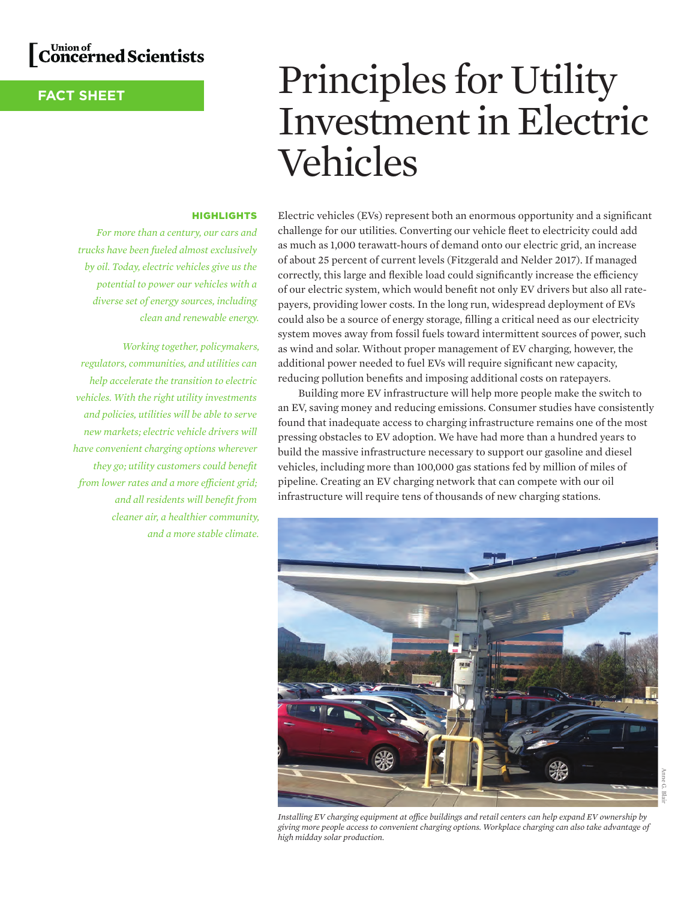Union of Concerned Scientists

**FACT SHEET**

# Principles for Utility Investment in Electric Vehicles

**HIGHLIGHTS**

*For more than a century, our cars and trucks have been fueled almost exclusively by oil. Today, electric vehicles give us the potential to power our vehicles with a diverse set of energy sources, including clean and renewable energy.*

*Working together, policymakers, regulators, communities, and utilities can help accelerate the transition to electric vehicles. With the right utility investments and policies, utilities will be able to serve new markets; electric vehicle drivers will have convenient charging options wherever they go; utility customers could benefit from lower rates and a more efficient grid; and all residents will benefit from cleaner air, a healthier community, and a more stable climate.*

Electric vehicles (EVs) represent both an enormous opportunity and a significant challenge for our utilities. Converting our vehicle fleet to electricity could add as much as 1,000 terawatt-hours of demand onto our electric grid, an increase of about 25 percent of current levels (Fitzgerald and Nelder 2017). If managed correctly, this large and flexible load could significantly increase the efficiency of our electric system, which would benefit not only EV drivers but also all ratepayers, providing lower costs. In the long run, widespread deployment of EVs could also be a source of energy storage, filling a critical need as our electricity system moves away from fossil fuels toward intermittent sources of power, such as wind and solar. Without proper management of EV charging, however, the additional power needed to fuel EVs will require significant new capacity, reducing pollution benefits and imposing additional costs on ratepayers.

Building more EV infrastructure will help more people make the switch to an EV, saving money and reducing emissions. Consumer studies have consistently found that inadequate access to charging infrastructure remains one of the most pressing obstacles to EV adoption. We have had more than a hundred years to build the massive infrastructure necessary to support our gasoline and diesel vehicles, including more than 100,000 gas stations fed by million of miles of pipeline. Creating an EV charging network that can compete with our oil infrastructure will require tens of thousands of new charging stations.

*Installing EV charging equipment at office buildings and retail centers can help expand EV ownership by giving more people access to convenient charging options. Workplace charging can also take advantage of high midday solar production.*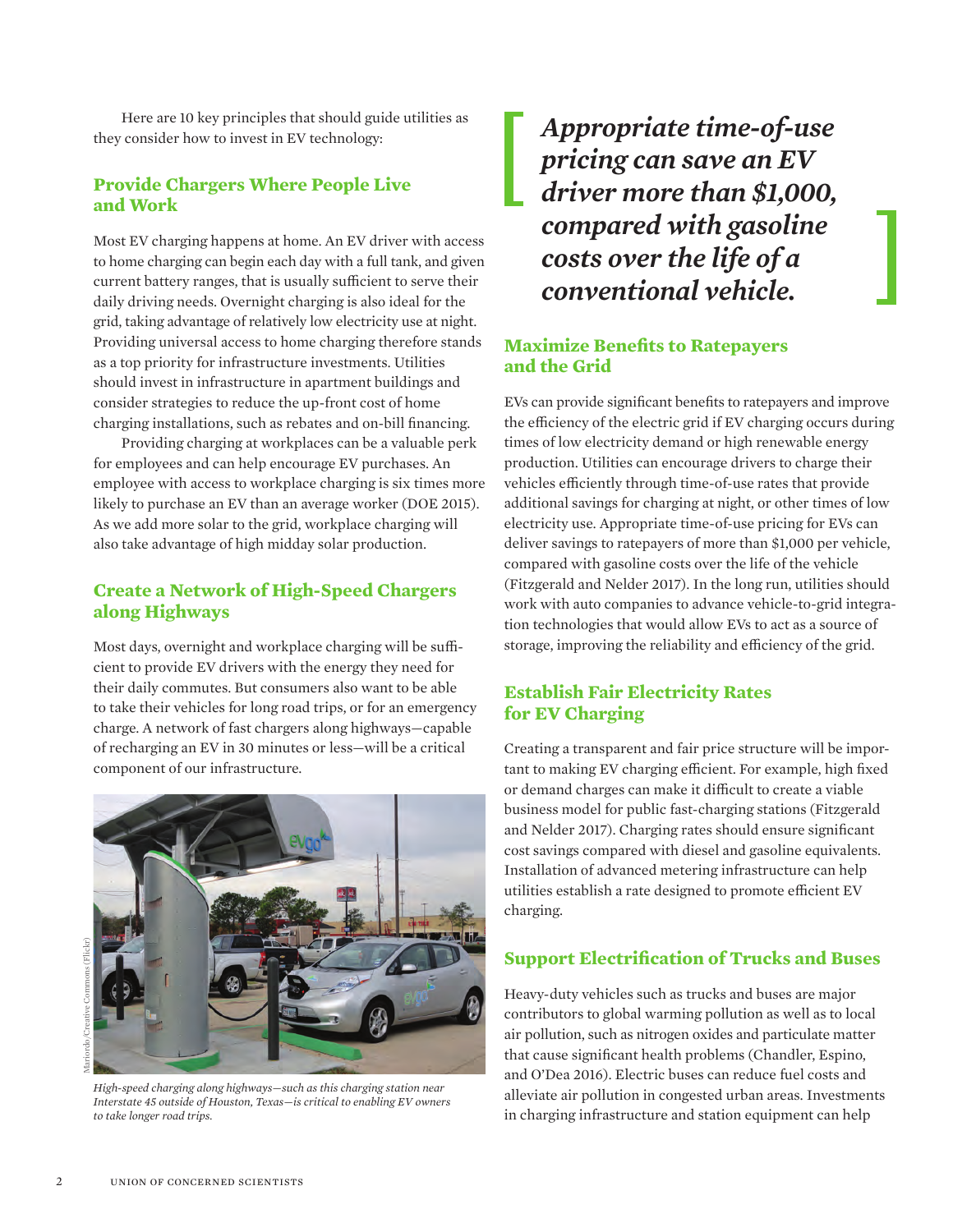Here are 10 key principles that should guide utilities as they consider how to invest in EV technology:

## Provide Chargers Where People Live and Work

Most EV charging happens at home. An EV driver with access to home charging can begin each day with a full tank, and given current battery ranges, that is usually sufficient to serve their daily driving needs. Overnight charging is also ideal for the grid, taking advantage of relatively low electricity use at night. Providing universal access to home charging therefore stands as a top priority for infrastructure investments. Utilities should invest in infrastructure in apartment buildings and consider strategies to reduce the up-front cost of home charging installations, such as rebates and on-bill financing.

Providing charging at workplaces can be a valuable perk for employees and can help encourage EV purchases. An employee with access to workplace charging is six times more likely to purchase an EV than an average worker (DOE 2015). As we add more solar to the grid, workplace charging will also take advantage of high midday solar production.

## Create a Network of High-Speed Chargers along Highways

Most days, overnight and workplace charging will be sufficient to provide EV drivers with the energy they need for their daily commutes. But consumers also want to be able to take their vehicles for long road trips, or for an emergency charge. A network of fast chargers along highways—capable of recharging an EV in 30 minutes or less—will be a critical component of our infrastructure.

Mariordo/Creative Commons (Flickr)

*High-speed charging along highways—such as this charging station near Interstate 45 outside of Houston, Texas—is critical to enabling EV owners to take longer road trips.*

> ***Appropriate time-of-use pricing can save an EV driver more than $1,000, compared with gasoline costs over the life of a conventional vehicle.***

## Maximize Benefits to Ratepayers and the Grid

EVs can provide significant benefits to ratepayers and improve the efficiency of the electric grid if EV charging occurs during times of low electricity demand or high renewable energy production. Utilities can encourage drivers to charge their vehicles efficiently through time-of-use rates that provide additional savings for charging at night, or other times of low electricity use. Appropriate time-of-use pricing for EVs can deliver savings to ratepayers of more than $1,000 per vehicle, compared with gasoline costs over the life of the vehicle (Fitzgerald and Nelder 2017). In the long run, utilities should work with auto companies to advance vehicle-to-grid integration technologies that would allow EVs to act as a source of storage, improving the reliability and efficiency of the grid.

## Establish Fair Electricity Rates for EV Charging

Creating a transparent and fair price structure will be important to making EV charging efficient. For example, high fixed or demand charges can make it difficult to create a viable business model for public fast-charging stations (Fitzgerald and Nelder 2017). Charging rates should ensure significant cost savings compared with diesel and gasoline equivalents. Installation of advanced metering infrastructure can help utilities establish a rate designed to promote efficient EV charging.

## Support Electrification of Trucks and Buses

Heavy-duty vehicles such as trucks and buses are major contributors to global warming pollution as well as to local air pollution, such as nitrogen oxides and particulate matter that cause significant health problems (Chandler, Espino, and O'Dea 2016). Electric buses can reduce fuel costs and alleviate air pollution in congested urban areas. Investments in charging infrastructure and station equipment can help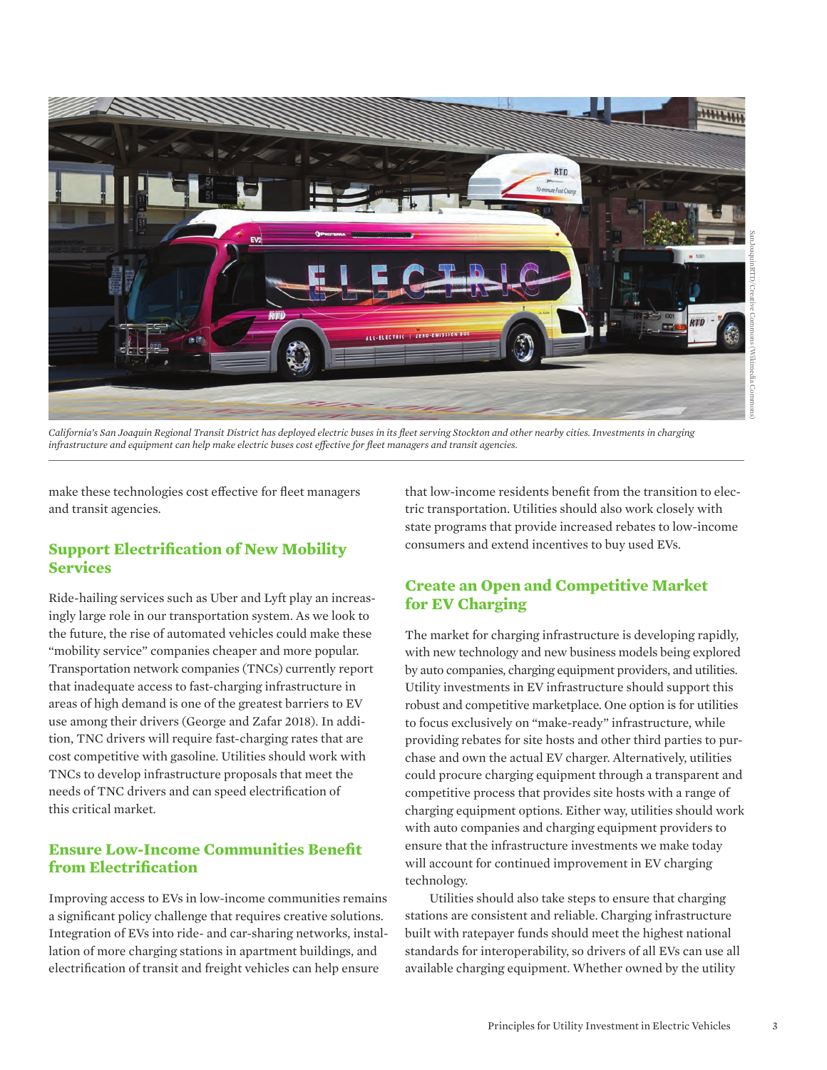*California's San Joaquin Regional Transit District has deployed electric buses in its fleet serving Stockton and other nearby cities. Investments in charging infrastructure and equipment can help make electric buses cost effective for fleet managers and transit agencies.*

make these technologies cost effective for fleet managers and transit agencies.

## Support Electrification of New Mobility Services

Ride-hailing services such as Uber and Lyft play an increasingly large role in our transportation system. As we look to the future, the rise of automated vehicles could make these "mobility service" companies cheaper and more popular. Transportation network companies (TNCs) currently report that inadequate access to fast-charging infrastructure in areas of high demand is one of the greatest barriers to EV use among their drivers (George and Zafar 2018). In addition, TNC drivers will require fast-charging rates that are cost competitive with gasoline. Utilities should work with TNCs to develop infrastructure proposals that meet the needs of TNC drivers and can speed electrification of this critical market.

## Ensure Low-Income Communities Benefit from Electrification

Improving access to EVs in low-income communities remains a significant policy challenge that requires creative solutions. Integration of EVs into ride- and car-sharing networks, installation of more charging stations in apartment buildings, and electrification of transit and freight vehicles can help ensure that low-income residents benefit from the transition to electric transportation. Utilities should also work closely with state programs that provide increased rebates to low-income consumers and extend incentives to buy used EVs.

## Create an Open and Competitive Market for EV Charging

The market for charging infrastructure is developing rapidly, with new technology and new business models being explored by auto companies, charging equipment providers, and utilities. Utility investments in EV infrastructure should support this robust and competitive marketplace. One option is for utilities to focus exclusively on "make-ready" infrastructure, while providing rebates for site hosts and other third parties to purchase and own the actual EV charger. Alternatively, utilities could procure charging equipment through a transparent and competitive process that provides site hosts with a range of charging equipment options. Either way, utilities should work with auto companies and charging equipment providers to ensure that the infrastructure investments we make today will account for continued improvement in EV charging technology.

Utilities should also take steps to ensure that charging stations are consistent and reliable. Charging infrastructure built with ratepayer funds should meet the highest national standards for interoperability, so drivers of all EVs can use all available charging equipment. Whether owned by the utility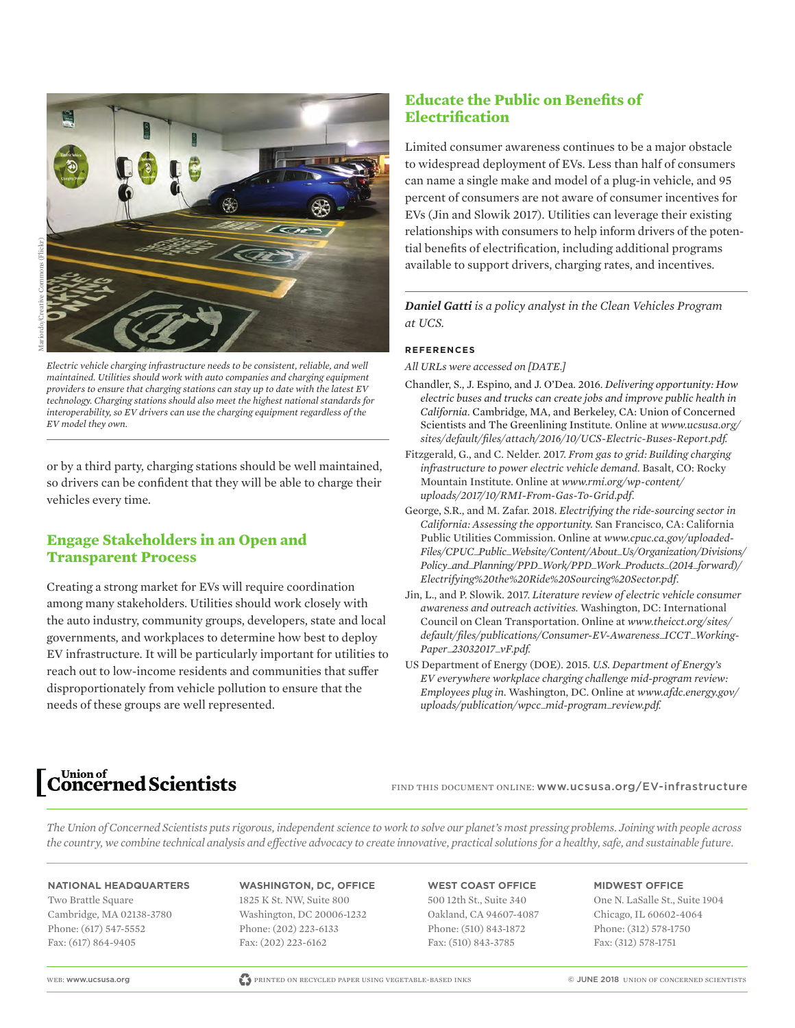Electric vehicle charging infrastructure needs to be consistent, reliable, and well maintained. Utilities should work with auto companies and charging equipment providers to ensure that charging stations can stay up to date with the latest EV technology. Charging stations should also meet the highest national standards for interoperability, so EV drivers can use the charging equipment regardless of the EV model they own.

or by a third party, charging stations should be well maintained, so drivers can be confident that they will be able to charge their vehicles every time.

## Engage Stakeholders in an Open and Transparent Process

Creating a strong market for EVs will require coordination among many stakeholders. Utilities should work closely with the auto industry, community groups, developers, state and local governments, and workplaces to determine how best to deploy EV infrastructure. It will be particularly important for utilities to reach out to low-income residents and communities that suffer disproportionately from vehicle pollution to ensure that the needs of these groups are well represented.

## Educate the Public on Benefits of Electrification

Limited consumer awareness continues to be a major obstacle to widespread deployment of EVs. Less than half of consumers can name a single make and model of a plug-in vehicle, and 95 percent of consumers are not aware of consumer incentives for EVs (Jin and Slowik 2017). Utilities can leverage their existing relationships with consumers to help inform drivers of the potential benefits of electrification, including additional programs available to support drivers, charging rates, and incentives.

***Daniel Gatti*** *is a policy analyst in the Clean Vehicles Program at UCS.*

### REFERENCES

*All URLs were accessed on [DATE.]*

Chandler, S., J. Espino, and J. O'Dea. 2016. *Delivering opportunity: How electric buses and trucks can create jobs and improve public health in California*. Cambridge, MA, and Berkeley, CA: Union of Concerned Scientists and The Greenlining Institute. Online at *www.ucsusa.org/sites/default/files/attach/2016/10/UCS-Electric-Buses-Report.pdf.*

Fitzgerald, G., and C. Nelder. 2017. *From gas to grid: Building charging infrastructure to power electric vehicle demand.* Basalt, CO: Rocky Mountain Institute. Online at *www.rmi.org/wp-content/uploads/2017/10/RMI-From-Gas-To-Grid.pdf.*

George, S.R., and M. Zafar. 2018. *Electrifying the ride-sourcing sector in California: Assessing the opportunity.* San Francisco, CA: California Public Utilities Commission. Online at *www.cpuc.ca.gov/uploadedFiles/CPUC_Public_Website/Content/About_Us/Organization/Divisions/Policy_and_Planning/PPD_Work/PPD_Work_Products_(2014_forward)/Electrifying%20the%20Ride%20Sourcing%20Sector.pdf.*

Jin, L., and P. Slowik. 2017. *Literature review of electric vehicle consumer awareness and outreach activities.* Washington, DC: International Council on Clean Transportation. Online at *www.theicct.org/sites/default/files/publications/Consumer-EV-Awareness_ICCT_Working-Paper_23032017_vF.pdf.*

US Department of Energy (DOE). 2015. *U.S. Department of Energy's EV everywhere workplace charging challenge mid-program review: Employees plug in.* Washington, DC. Online at *www.afdc.energy.gov/uploads/publication/wpcc_mid-program_review.pdf.*

**Union of Concerned Scientists**

FIND THIS DOCUMENT ONLINE: www.ucsusa.org/EV-infrastructure

*The Union of Concerned Scientists puts rigorous, independent science to work to solve our planet's most pressing problems. Joining with people across the country, we combine technical analysis and effective advocacy to create innovative, practical solutions for a healthy, safe, and sustainable future.*

**NATIONAL HEADQUARTERS**
Two Brattle Square
Cambridge, MA 02138-3780
Phone: (617) 547-5552
Fax: (617) 864-9405

**WASHINGTON, DC, OFFICE**
1825 K St. NW, Suite 800
Washington, DC 20006-1232
Phone: (202) 223-6133
Fax: (202) 223-6162

**WEST COAST OFFICE**
500 12th St., Suite 340
Oakland, CA 94607-4087
Phone: (510) 843-1872
Fax: (510) 843-3785

**MIDWEST OFFICE**
One N. LaSalle St., Suite 1904
Chicago, IL 60602-4064
Phone: (312) 578-1750
Fax: (312) 578-1751

WEB: www.ucsusa.org

PRINTED ON RECYCLED PAPER USING VEGETABLE-BASED INKS

© JUNE 2018 UNION OF CONCERNED SCIENTISTS